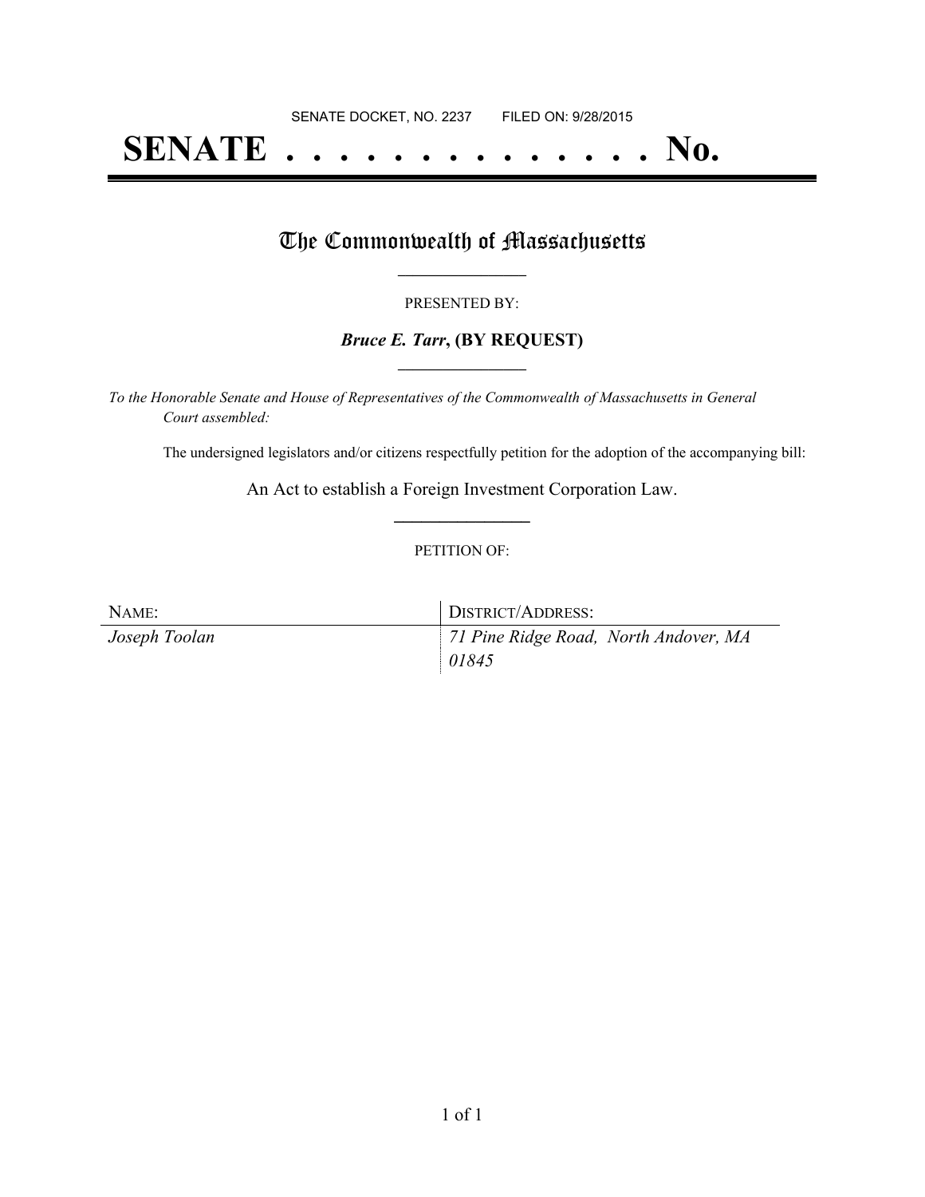SENATE DOCKET, NO. 2237        FILED ON: 9/28/2015

# SENATE . . . . . . . . . . . . . . No.

## The Commonwealth of Massachusetts

PRESENTED BY:

***Bruce E. Tarr*, (BY REQUEST)**

*To the Honorable Senate and House of Representatives of the Commonwealth of Massachusetts in General Court assembled:*

The undersigned legislators and/or citizens respectfully petition for the adoption of the accompanying bill:

An Act to establish a Foreign Investment Corporation Law.

PETITION OF:

| NAME: | DISTRICT/ADDRESS: |
| --- | --- |
| *Joseph Toolan* | *71 Pine Ridge Road, North Andover, MA 01845* |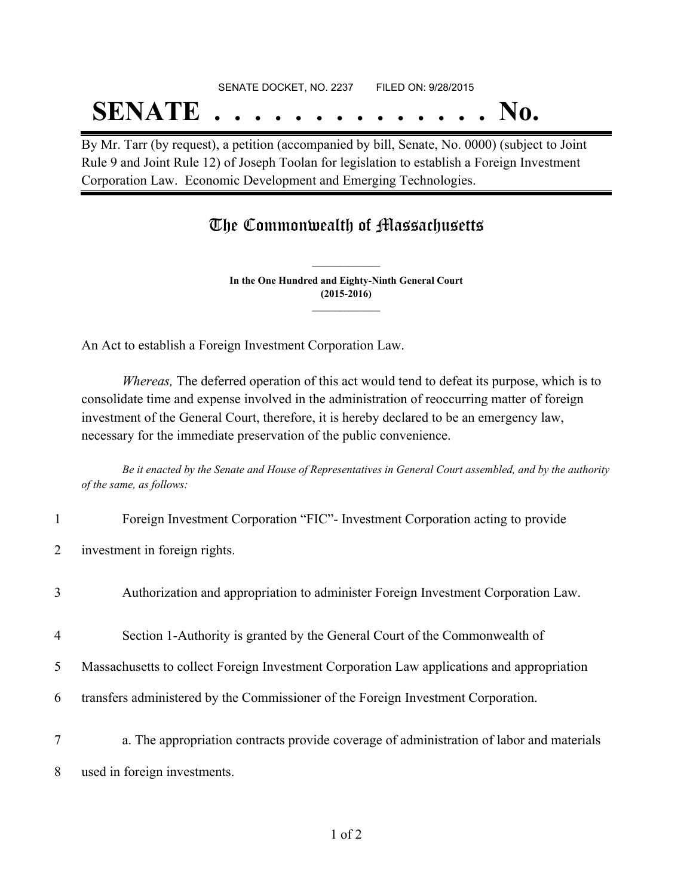SENATE DOCKET, NO. 2237 FILED ON: 9/28/2015

# SENATE . . . . . . . . . . . . . . No.

By Mr. Tarr (by request), a petition (accompanied by bill, Senate, No. 0000) (subject to Joint Rule 9 and Joint Rule 12) of Joseph Toolan for legislation to establish a Foreign Investment Corporation Law. Economic Development and Emerging Technologies.

## The Commonwealth of Massachusetts

**In the One Hundred and Eighty-Ninth General Court**
**(2015-2016)**

An Act to establish a Foreign Investment Corporation Law.

*Whereas,* The deferred operation of this act would tend to defeat its purpose, which is to consolidate time and expense involved in the administration of reoccurring matter of foreign investment of the General Court, therefore, it is hereby declared to be an emergency law, necessary for the immediate preservation of the public convenience.

*Be it enacted by the Senate and House of Representatives in General Court assembled, and by the authority of the same, as follows:*

1 Foreign Investment Corporation "FIC"- Investment Corporation acting to provide
2 investment in foreign rights.

3 Authorization and appropriation to administer Foreign Investment Corporation Law.

4 Section 1-Authority is granted by the General Court of the Commonwealth of
5 Massachusetts to collect Foreign Investment Corporation Law applications and appropriation
6 transfers administered by the Commissioner of the Foreign Investment Corporation.

7 a. The appropriation contracts provide coverage of administration of labor and materials
8 used in foreign investments.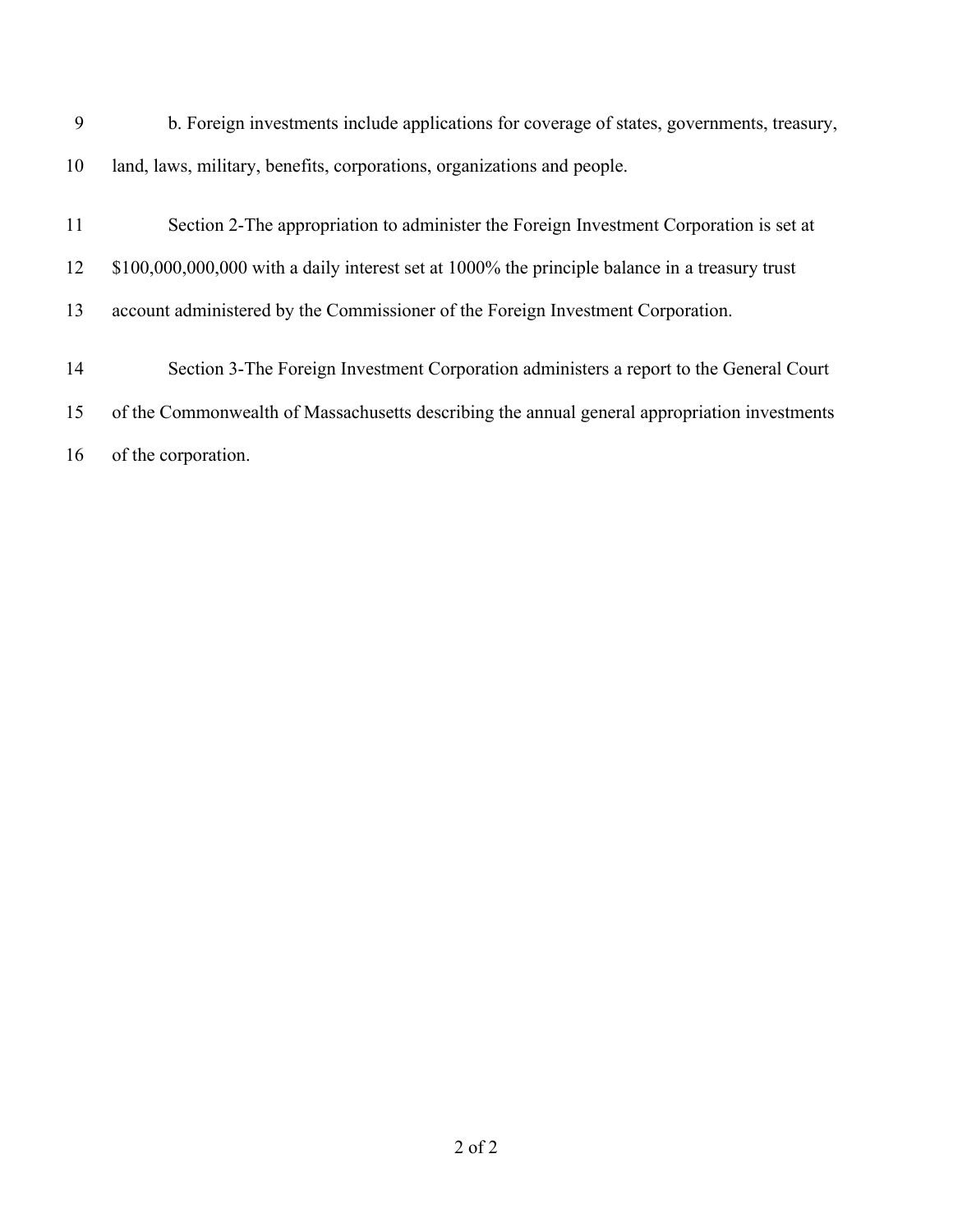b. Foreign investments include applications for coverage of states, governments, treasury, land, laws, military, benefits, corporations, organizations and people.

Section 2-The appropriation to administer the Foreign Investment Corporation is set at $100,000,000,000 with a daily interest set at 1000% the principle balance in a treasury trust account administered by the Commissioner of the Foreign Investment Corporation.

Section 3-The Foreign Investment Corporation administers a report to the General Court of the Commonwealth of Massachusetts describing the annual general appropriation investments of the corporation.